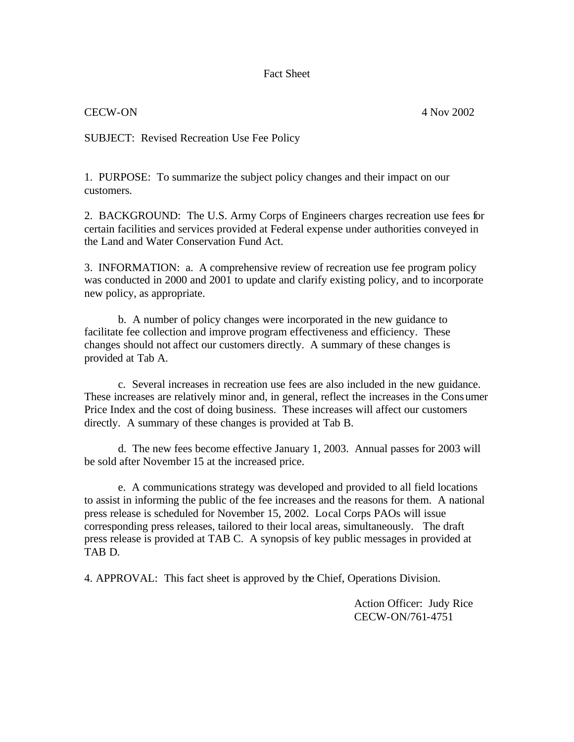# Fact Sheet

CECW-ON 4 Nov 2002

SUBJECT: Revised Recreation Use Fee Policy

1. PURPOSE: To summarize the subject policy changes and their impact on our customers.

2. BACKGROUND: The U.S. Army Corps of Engineers charges recreation use fees for certain facilities and services provided at Federal expense under authorities conveyed in the Land and Water Conservation Fund Act.

3. INFORMATION: a. A comprehensive review of recreation use fee program policy was conducted in 2000 and 2001 to update and clarify existing policy, and to incorporate new policy, as appropriate.

b. A number of policy changes were incorporated in the new guidance to facilitate fee collection and improve program effectiveness and efficiency. These changes should not affect our customers directly. A summary of these changes is provided at Tab A.

c. Several increases in recreation use fees are also included in the new guidance. These increases are relatively minor and, in general, reflect the increases in the Consumer Price Index and the cost of doing business. These increases will affect our customers directly. A summary of these changes is provided at Tab B.

d. The new fees become effective January 1, 2003. Annual passes for 2003 will be sold after November 15 at the increased price.

e. A communications strategy was developed and provided to all field locations to assist in informing the public of the fee increases and the reasons for them. A national press release is scheduled for November 15, 2002. Local Corps PAOs will issue corresponding press releases, tailored to their local areas, simultaneously. The draft press release is provided at TAB C. A synopsis of key public messages in provided at TAB D.

4. APPROVAL: This fact sheet is approved by the Chief, Operations Division.

Action Officer: Judy Rice
CECW-ON/761-4751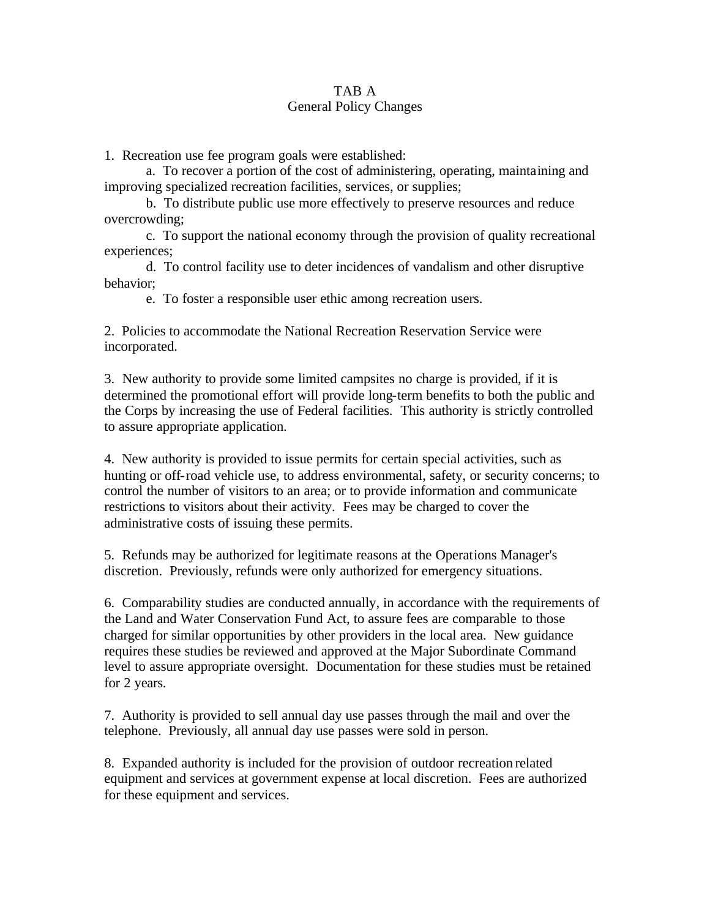# TAB A
## General Policy Changes

1. Recreation use fee program goals were established:

   a. To recover a portion of the cost of administering, operating, maintaining and improving specialized recreation facilities, services, or supplies;

   b. To distribute public use more effectively to preserve resources and reduce overcrowding;

   c. To support the national economy through the provision of quality recreational experiences;

   d. To control facility use to deter incidences of vandalism and other disruptive behavior;

   e. To foster a responsible user ethic among recreation users.

2. Policies to accommodate the National Recreation Reservation Service were incorporated.

3. New authority to provide some limited campsites no charge is provided, if it is determined the promotional effort will provide long-term benefits to both the public and the Corps by increasing the use of Federal facilities. This authority is strictly controlled to assure appropriate application.

4. New authority is provided to issue permits for certain special activities, such as hunting or off-road vehicle use, to address environmental, safety, or security concerns; to control the number of visitors to an area; or to provide information and communicate restrictions to visitors about their activity. Fees may be charged to cover the administrative costs of issuing these permits.

5. Refunds may be authorized for legitimate reasons at the Operations Manager's discretion. Previously, refunds were only authorized for emergency situations.

6. Comparability studies are conducted annually, in accordance with the requirements of the Land and Water Conservation Fund Act, to assure fees are comparable to those charged for similar opportunities by other providers in the local area. New guidance requires these studies be reviewed and approved at the Major Subordinate Command level to assure appropriate oversight. Documentation for these studies must be retained for 2 years.

7. Authority is provided to sell annual day use passes through the mail and over the telephone. Previously, all annual day use passes were sold in person.

8. Expanded authority is included for the provision of outdoor recreation related equipment and services at government expense at local discretion. Fees are authorized for these equipment and services.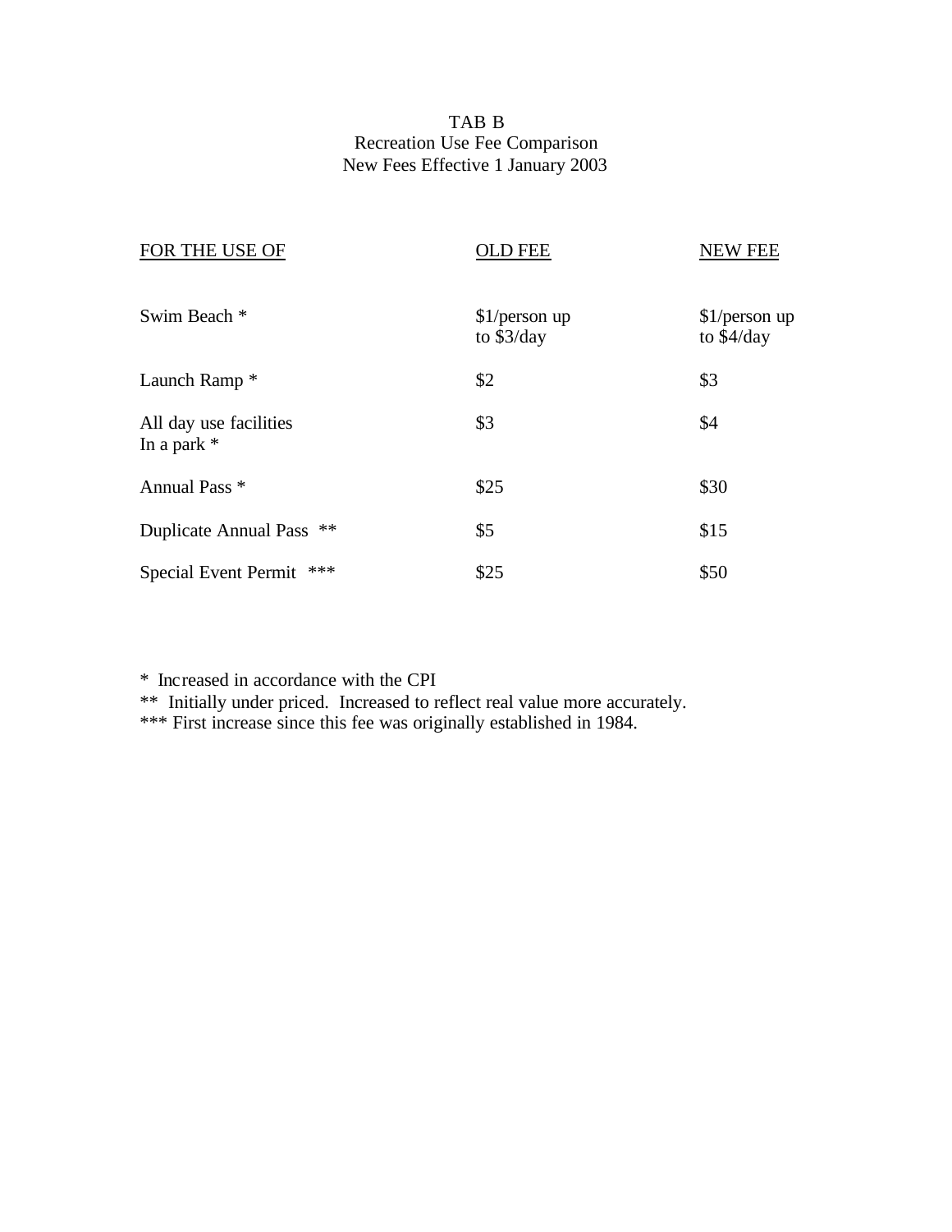# TAB B

## Recreation Use Fee Comparison

### New Fees Effective 1 January 2003

| FOR THE USE OF | OLD FEE | NEW FEE |
|---|---|---|
| Swim Beach * | $1/person up to $3/day | $1/person up to $4/day |
| Launch Ramp * | $2 | $3 |
| All day use facilities In a park * | $3 | $4 |
| Annual Pass * | $25 | $30 |
| Duplicate Annual Pass ** | $5 | $15 |
| Special Event Permit *** | $25 | $50 |

\* Increased in accordance with the CPI

** Initially under priced. Increased to reflect real value more accurately.

*** First increase since this fee was originally established in 1984.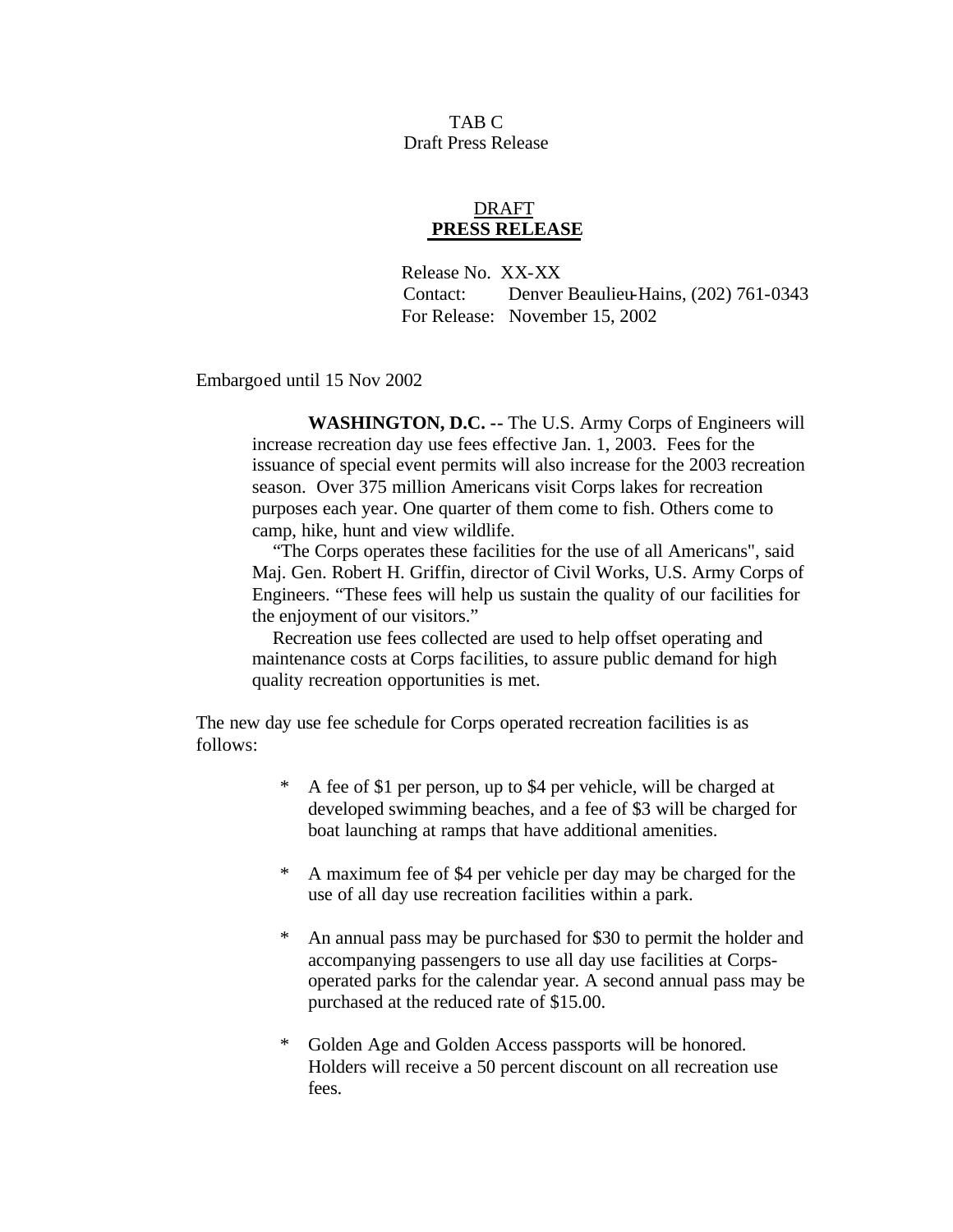TAB C
Draft Press Release

DRAFT
**PRESS RELEASE**

Release No. XX-XX
Contact: Denver Beaulieu-Hains, (202) 761-0343
For Release: November 15, 2002

Embargoed until 15 Nov 2002

**WASHINGTON, D.C. --** The U.S. Army Corps of Engineers will increase recreation day use fees effective Jan. 1, 2003. Fees for the issuance of special event permits will also increase for the 2003 recreation season. Over 375 million Americans visit Corps lakes for recreation purposes each year. One quarter of them come to fish. Others come to camp, hike, hunt and view wildlife.

"The Corps operates these facilities for the use of all Americans", said Maj. Gen. Robert H. Griffin, director of Civil Works, U.S. Army Corps of Engineers. "These fees will help us sustain the quality of our facilities for the enjoyment of our visitors."

Recreation use fees collected are used to help offset operating and maintenance costs at Corps facilities, to assure public demand for high quality recreation opportunities is met.

The new day use fee schedule for Corps operated recreation facilities is as follows:

- A fee of $1 per person, up to $4 per vehicle, will be charged at developed swimming beaches, and a fee of $3 will be charged for boat launching at ramps that have additional amenities.

- A maximum fee of $4 per vehicle per day may be charged for the use of all day use recreation facilities within a park.

- An annual pass may be purchased for $30 to permit the holder and accompanying passengers to use all day use facilities at Corps-operated parks for the calendar year. A second annual pass may be purchased at the reduced rate of $15.00.

- Golden Age and Golden Access passports will be honored. Holders will receive a 50 percent discount on all recreation use fees.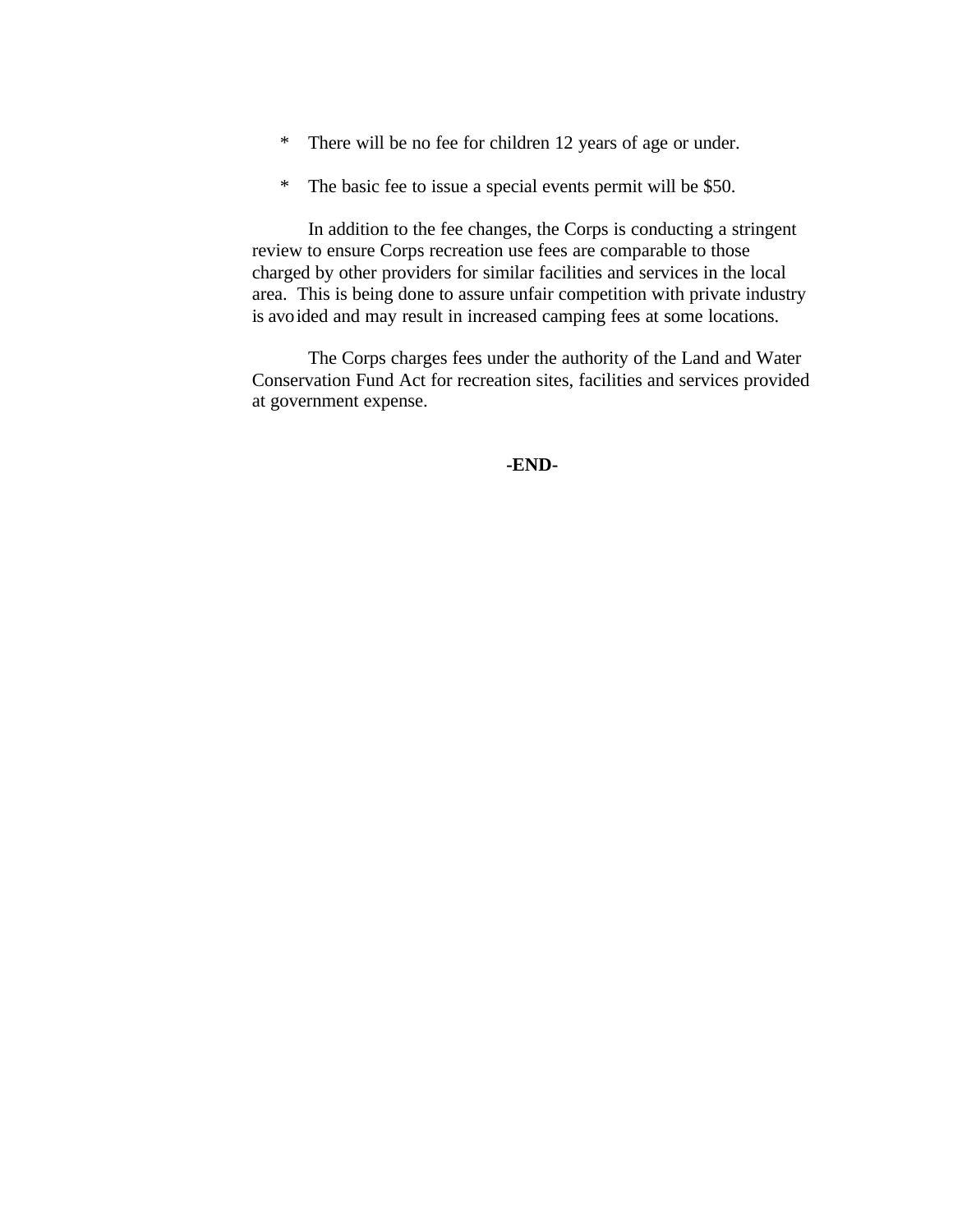* There will be no fee for children 12 years of age or under.

* The basic fee to issue a special events permit will be $50.

In addition to the fee changes, the Corps is conducting a stringent review to ensure Corps recreation use fees are comparable to those charged by other providers for similar facilities and services in the local area. This is being done to assure unfair competition with private industry is avoided and may result in increased camping fees at some locations.

The Corps charges fees under the authority of the Land and Water Conservation Fund Act for recreation sites, facilities and services provided at government expense.

**-END-**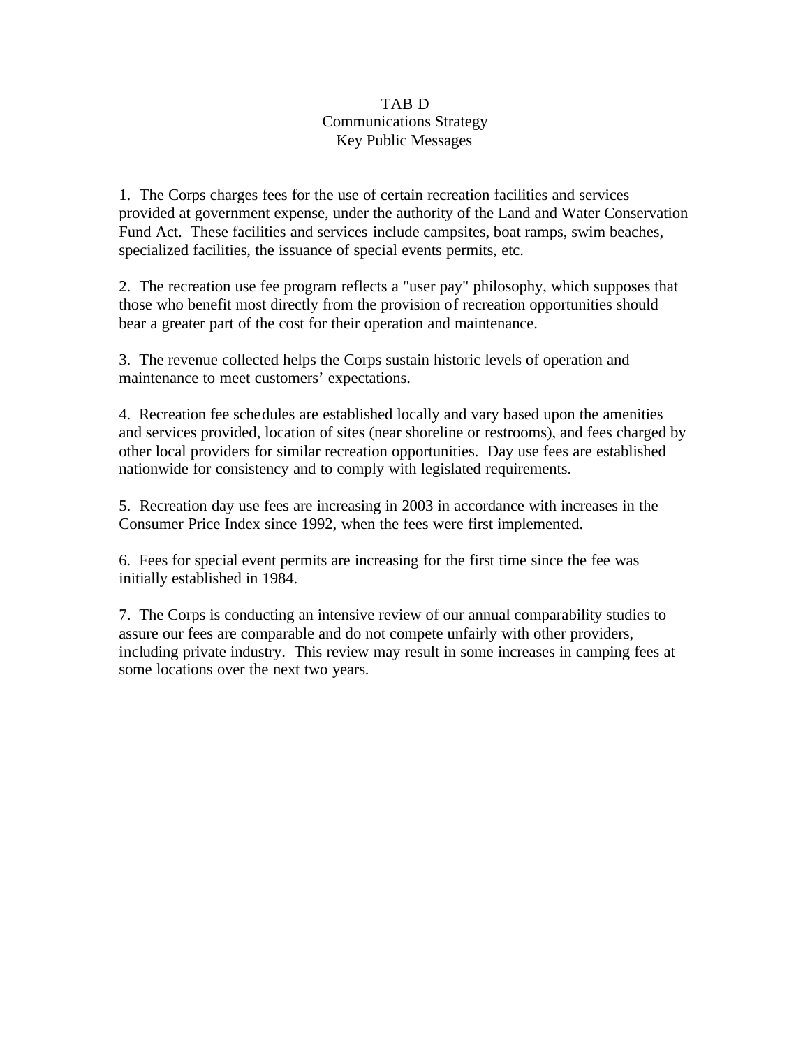# TAB D
## Communications Strategy
## Key Public Messages

1. The Corps charges fees for the use of certain recreation facilities and services provided at government expense, under the authority of the Land and Water Conservation Fund Act. These facilities and services include campsites, boat ramps, swim beaches, specialized facilities, the issuance of special events permits, etc.

2. The recreation use fee program reflects a "user pay" philosophy, which supposes that those who benefit most directly from the provision of recreation opportunities should bear a greater part of the cost for their operation and maintenance.

3. The revenue collected helps the Corps sustain historic levels of operation and maintenance to meet customers' expectations.

4. Recreation fee schedules are established locally and vary based upon the amenities and services provided, location of sites (near shoreline or restrooms), and fees charged by other local providers for similar recreation opportunities. Day use fees are established nationwide for consistency and to comply with legislated requirements.

5. Recreation day use fees are increasing in 2003 in accordance with increases in the Consumer Price Index since 1992, when the fees were first implemented.

6. Fees for special event permits are increasing for the first time since the fee was initially established in 1984.

7. The Corps is conducting an intensive review of our annual comparability studies to assure our fees are comparable and do not compete unfairly with other providers, including private industry. This review may result in some increases in camping fees at some locations over the next two years.